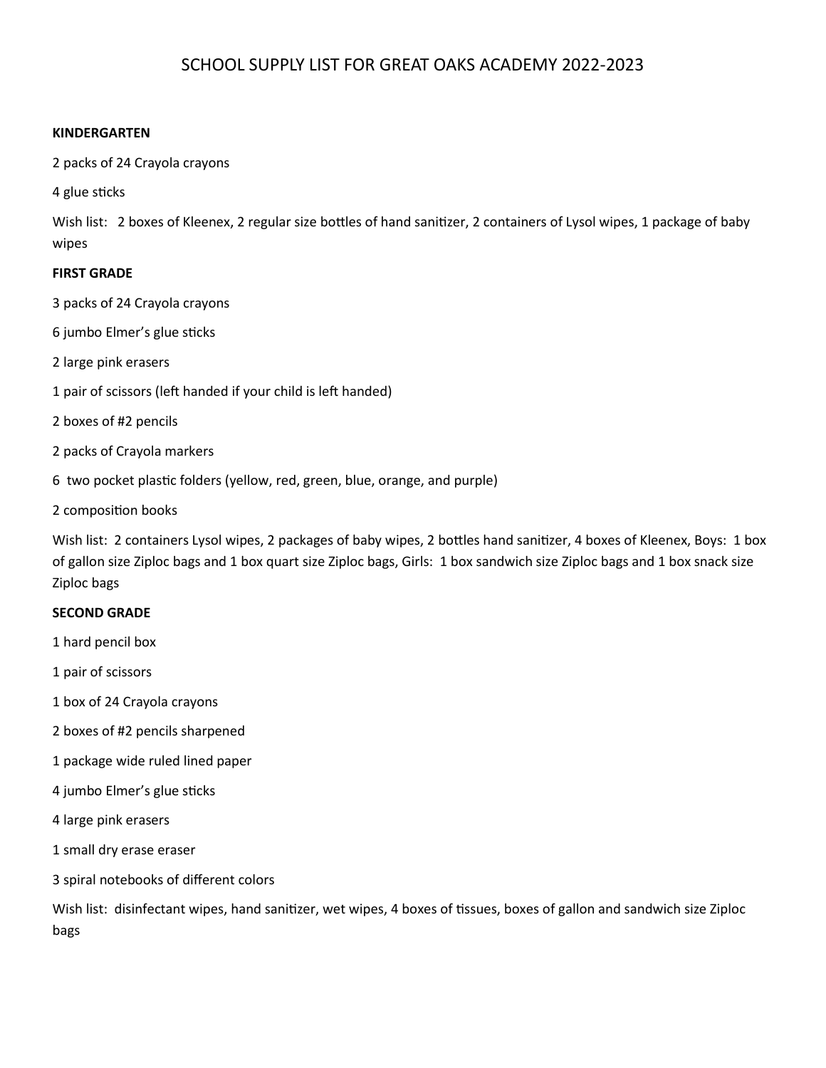# SCHOOL SUPPLY LIST FOR GREAT OAKS ACADEMY 2022-2023

**KINDERGARTEN**

2 packs of 24 Crayola crayons

4 glue sticks

Wish list: 2 boxes of Kleenex, 2 regular size bottles of hand sanitizer, 2 containers of Lysol wipes, 1 package of baby wipes

**FIRST GRADE**

3 packs of 24 Crayola crayons

6 jumbo Elmer's glue sticks

2 large pink erasers

1 pair of scissors (left handed if your child is left handed)

2 boxes of #2 pencils

2 packs of Crayola markers

6 two pocket plastic folders (yellow, red, green, blue, orange, and purple)

2 composition books

Wish list: 2 containers Lysol wipes, 2 packages of baby wipes, 2 bottles hand sanitizer, 4 boxes of Kleenex, Boys: 1 box of gallon size Ziploc bags and 1 box quart size Ziploc bags, Girls: 1 box sandwich size Ziploc bags and 1 box snack size Ziploc bags

**SECOND GRADE**

1 hard pencil box

1 pair of scissors

1 box of 24 Crayola crayons

2 boxes of #2 pencils sharpened

1 package wide ruled lined paper

4 jumbo Elmer's glue sticks

4 large pink erasers

1 small dry erase eraser

3 spiral notebooks of different colors

Wish list: disinfectant wipes, hand sanitizer, wet wipes, 4 boxes of tissues, boxes of gallon and sandwich size Ziploc bags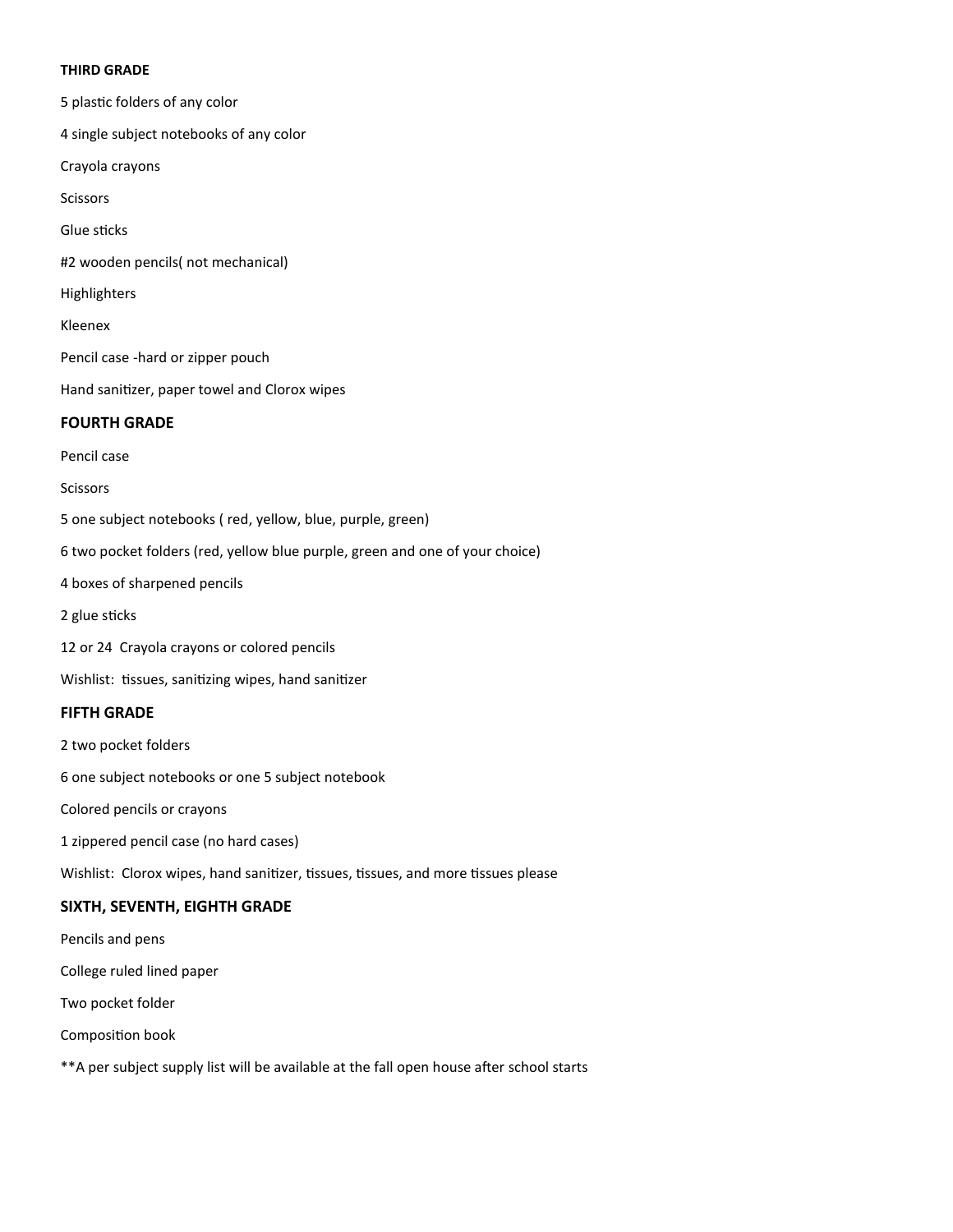## THIRD GRADE

5 plastic folders of any color

4 single subject notebooks of any color

Crayola crayons

Scissors

Glue sticks

#2 wooden pencils( not mechanical)

Highlighters

Kleenex

Pencil case -hard or zipper pouch

Hand sanitizer, paper towel and Clorox wipes

## FOURTH GRADE

Pencil case

Scissors

5 one subject notebooks ( red, yellow, blue, purple, green)

6 two pocket folders (red, yellow blue purple, green and one of your choice)

4 boxes of sharpened pencils

2 glue sticks

12 or 24 Crayola crayons or colored pencils

Wishlist: tissues, sanitizing wipes, hand sanitizer

## FIFTH GRADE

2 two pocket folders

6 one subject notebooks or one 5 subject notebook

Colored pencils or crayons

1 zippered pencil case (no hard cases)

Wishlist: Clorox wipes, hand sanitizer, tissues, tissues, and more tissues please

## SIXTH, SEVENTH, EIGHTH GRADE

Pencils and pens

College ruled lined paper

Two pocket folder

Composition book

**A per subject supply list will be available at the fall open house after school starts